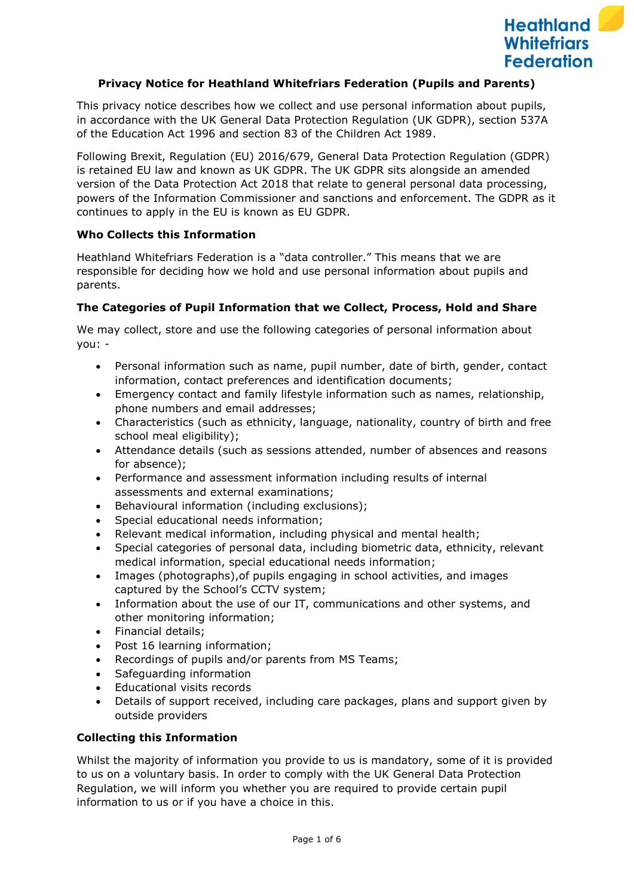# Privacy Notice for Heathland Whitefriars Federation (Pupils and Parents)

This privacy notice describes how we collect and use personal information about pupils, in accordance with the UK General Data Protection Regulation (UK GDPR), section 537A of the Education Act 1996 and section 83 of the Children Act 1989.

Following Brexit, Regulation (EU) 2016/679, General Data Protection Regulation (GDPR) is retained EU law and known as UK GDPR. The UK GDPR sits alongside an amended version of the Data Protection Act 2018 that relate to general personal data processing, powers of the Information Commissioner and sanctions and enforcement. The GDPR as it continues to apply in the EU is known as EU GDPR.

## Who Collects this Information

Heathland Whitefriars Federation is a "data controller." This means that we are responsible for deciding how we hold and use personal information about pupils and parents.

## The Categories of Pupil Information that we Collect, Process, Hold and Share

We may collect, store and use the following categories of personal information about you: -

- Personal information such as name, pupil number, date of birth, gender, contact information, contact preferences and identification documents;
- Emergency contact and family lifestyle information such as names, relationship, phone numbers and email addresses;
- Characteristics (such as ethnicity, language, nationality, country of birth and free school meal eligibility);
- Attendance details (such as sessions attended, number of absences and reasons for absence);
- Performance and assessment information including results of internal assessments and external examinations;
- Behavioural information (including exclusions);
- Special educational needs information;
- Relevant medical information, including physical and mental health;
- Special categories of personal data, including biometric data, ethnicity, relevant medical information, special educational needs information;
- Images (photographs),of pupils engaging in school activities, and images captured by the School's CCTV system;
- Information about the use of our IT, communications and other systems, and other monitoring information;
- Financial details;
- Post 16 learning information;
- Recordings of pupils and/or parents from MS Teams;
- Safeguarding information
- Educational visits records
- Details of support received, including care packages, plans and support given by outside providers

## Collecting this Information

Whilst the majority of information you provide to us is mandatory, some of it is provided to us on a voluntary basis. In order to comply with the UK General Data Protection Regulation, we will inform you whether you are required to provide certain pupil information to us or if you have a choice in this.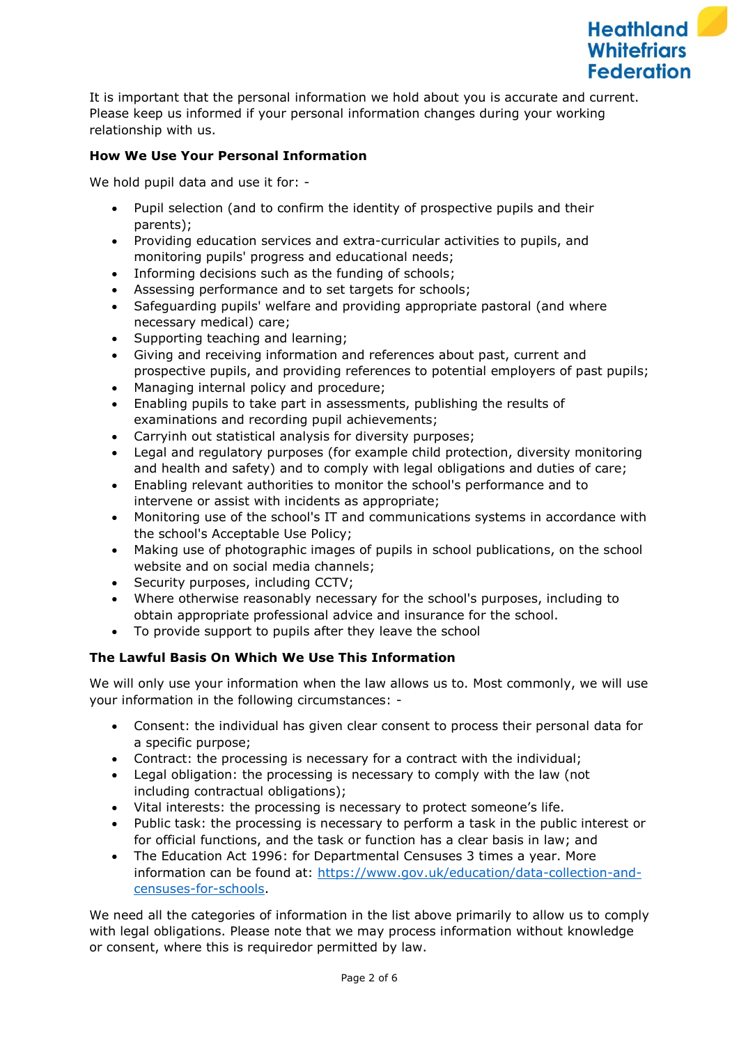It is important that the personal information we hold about you is accurate and current. Please keep us informed if your personal information changes during your working relationship with us.

**How We Use Your Personal Information**

We hold pupil data and use it for: -

- Pupil selection (and to confirm the identity of prospective pupils and their parents);
- Providing education services and extra-curricular activities to pupils, and monitoring pupils' progress and educational needs;
- Informing decisions such as the funding of schools;
- Assessing performance and to set targets for schools;
- Safeguarding pupils' welfare and providing appropriate pastoral (and where necessary medical) care;
- Supporting teaching and learning;
- Giving and receiving information and references about past, current and prospective pupils, and providing references to potential employers of past pupils;
- Managing internal policy and procedure;
- Enabling pupils to take part in assessments, publishing the results of examinations and recording pupil achievements;
- Carryinh out statistical analysis for diversity purposes;
- Legal and regulatory purposes (for example child protection, diversity monitoring and health and safety) and to comply with legal obligations and duties of care;
- Enabling relevant authorities to monitor the school's performance and to intervene or assist with incidents as appropriate;
- Monitoring use of the school's IT and communications systems in accordance with the school's Acceptable Use Policy;
- Making use of photographic images of pupils in school publications, on the school website and on social media channels;
- Security purposes, including CCTV;
- Where otherwise reasonably necessary for the school's purposes, including to obtain appropriate professional advice and insurance for the school.
- To provide support to pupils after they leave the school

**The Lawful Basis On Which We Use This Information**

We will only use your information when the law allows us to. Most commonly, we will use your information in the following circumstances: -

- Consent: the individual has given clear consent to process their personal data for a specific purpose;
- Contract: the processing is necessary for a contract with the individual;
- Legal obligation: the processing is necessary to comply with the law (not including contractual obligations);
- Vital interests: the processing is necessary to protect someone's life.
- Public task: the processing is necessary to perform a task in the public interest or for official functions, and the task or function has a clear basis in law; and
- The Education Act 1996: for Departmental Censuses 3 times a year. More information can be found at: [https://www.gov.uk/education/data-collection-and-censuses-for-schools](https://www.gov.uk/education/data-collection-and-censuses-for-schools).

We need all the categories of information in the list above primarily to allow us to comply with legal obligations. Please note that we may process information without knowledge or consent, where this is requiredor permitted by law.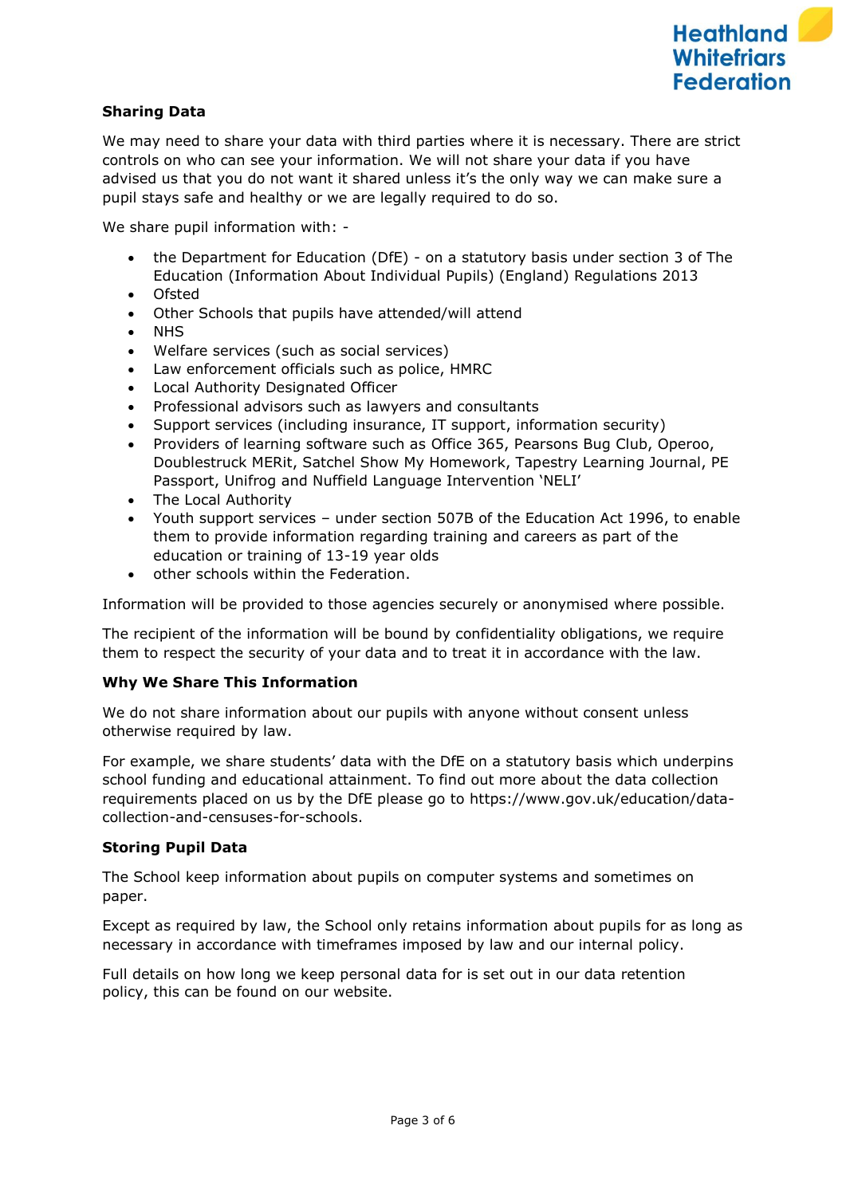## Sharing Data

We may need to share your data with third parties where it is necessary. There are strict controls on who can see your information. We will not share your data if you have advised us that you do not want it shared unless it's the only way we can make sure a pupil stays safe and healthy or we are legally required to do so.

We share pupil information with: -

- the Department for Education (DfE) - on a statutory basis under section 3 of The Education (Information About Individual Pupils) (England) Regulations 2013
- Ofsted
- Other Schools that pupils have attended/will attend
- NHS
- Welfare services (such as social services)
- Law enforcement officials such as police, HMRC
- Local Authority Designated Officer
- Professional advisors such as lawyers and consultants
- Support services (including insurance, IT support, information security)
- Providers of learning software such as Office 365, Pearsons Bug Club, Operoo, Doublestruck MERit, Satchel Show My Homework, Tapestry Learning Journal, PE Passport, Unifrog and Nuffield Language Intervention 'NELI'
- The Local Authority
- Youth support services – under section 507B of the Education Act 1996, to enable them to provide information regarding training and careers as part of the education or training of 13-19 year olds
- other schools within the Federation.

Information will be provided to those agencies securely or anonymised where possible.

The recipient of the information will be bound by confidentiality obligations, we require them to respect the security of your data and to treat it in accordance with the law.

## Why We Share This Information

We do not share information about our pupils with anyone without consent unless otherwise required by law.

For example, we share students' data with the DfE on a statutory basis which underpins school funding and educational attainment. To find out more about the data collection requirements placed on us by the DfE please go to https://www.gov.uk/education/data-collection-and-censuses-for-schools.

## Storing Pupil Data

The School keep information about pupils on computer systems and sometimes on paper.

Except as required by law, the School only retains information about pupils for as long as necessary in accordance with timeframes imposed by law and our internal policy.

Full details on how long we keep personal data for is set out in our data retention policy, this can be found on our website.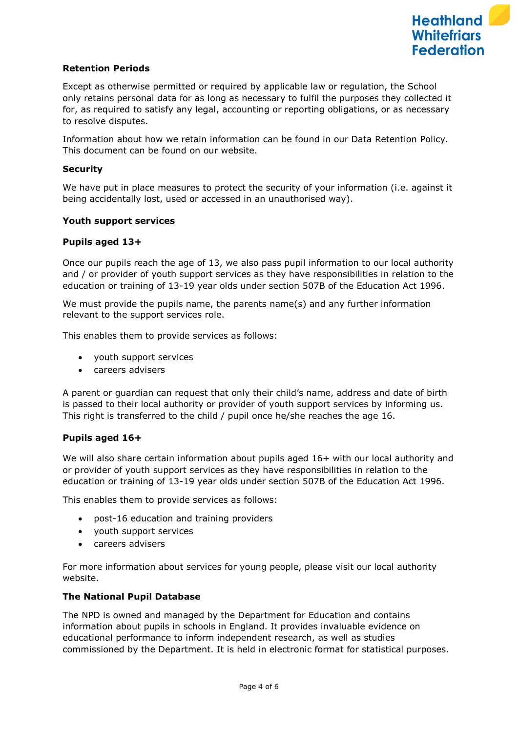**Retention Periods**

Except as otherwise permitted or required by applicable law or regulation, the School only retains personal data for as long as necessary to fulfil the purposes they collected it for, as required to satisfy any legal, accounting or reporting obligations, or as necessary to resolve disputes.

Information about how we retain information can be found in our Data Retention Policy. This document can be found on our website.

**Security**

We have put in place measures to protect the security of your information (i.e. against it being accidentally lost, used or accessed in an unauthorised way).

**Youth support services**

**Pupils aged 13+**

Once our pupils reach the age of 13, we also pass pupil information to our local authority and / or provider of youth support services as they have responsibilities in relation to the education or training of 13-19 year olds under section 507B of the Education Act 1996.

We must provide the pupils name, the parents name(s) and any further information relevant to the support services role.

This enables them to provide services as follows:

- youth support services
- careers advisers

A parent or guardian can request that only their child's name, address and date of birth is passed to their local authority or provider of youth support services by informing us. This right is transferred to the child / pupil once he/she reaches the age 16.

**Pupils aged 16+**

We will also share certain information about pupils aged 16+ with our local authority and or provider of youth support services as they have responsibilities in relation to the education or training of 13-19 year olds under section 507B of the Education Act 1996.

This enables them to provide services as follows:

- post-16 education and training providers
- youth support services
- careers advisers

For more information about services for young people, please visit our local authority website.

**The National Pupil Database**

The NPD is owned and managed by the Department for Education and contains information about pupils in schools in England. It provides invaluable evidence on educational performance to inform independent research, as well as studies commissioned by the Department. It is held in electronic format for statistical purposes.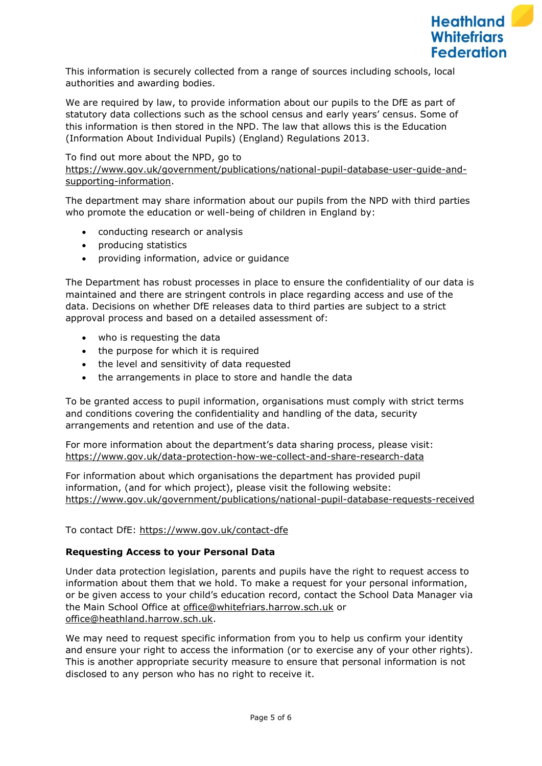This information is securely collected from a range of sources including schools, local authorities and awarding bodies.

We are required by law, to provide information about our pupils to the DfE as part of statutory data collections such as the school census and early years' census. Some of this information is then stored in the NPD. The law that allows this is the Education (Information About Individual Pupils) (England) Regulations 2013.

To find out more about the NPD, go to https://www.gov.uk/government/publications/national-pupil-database-user-guide-and-supporting-information.

The department may share information about our pupils from the NPD with third parties who promote the education or well-being of children in England by:

- conducting research or analysis
- producing statistics
- providing information, advice or guidance

The Department has robust processes in place to ensure the confidentiality of our data is maintained and there are stringent controls in place regarding access and use of the data. Decisions on whether DfE releases data to third parties are subject to a strict approval process and based on a detailed assessment of:

- who is requesting the data
- the purpose for which it is required
- the level and sensitivity of data requested
- the arrangements in place to store and handle the data

To be granted access to pupil information, organisations must comply with strict terms and conditions covering the confidentiality and handling of the data, security arrangements and retention and use of the data.

For more information about the department's data sharing process, please visit: https://www.gov.uk/data-protection-how-we-collect-and-share-research-data

For information about which organisations the department has provided pupil information, (and for which project), please visit the following website: https://www.gov.uk/government/publications/national-pupil-database-requests-received

To contact DfE: https://www.gov.uk/contact-dfe

**Requesting Access to your Personal Data**

Under data protection legislation, parents and pupils have the right to request access to information about them that we hold. To make a request for your personal information, or be given access to your child's education record, contact the School Data Manager via the Main School Office at office@whitefriars.harrow.sch.uk or office@heathland.harrow.sch.uk.

We may need to request specific information from you to help us confirm your identity and ensure your right to access the information (or to exercise any of your other rights). This is another appropriate security measure to ensure that personal information is not disclosed to any person who has no right to receive it.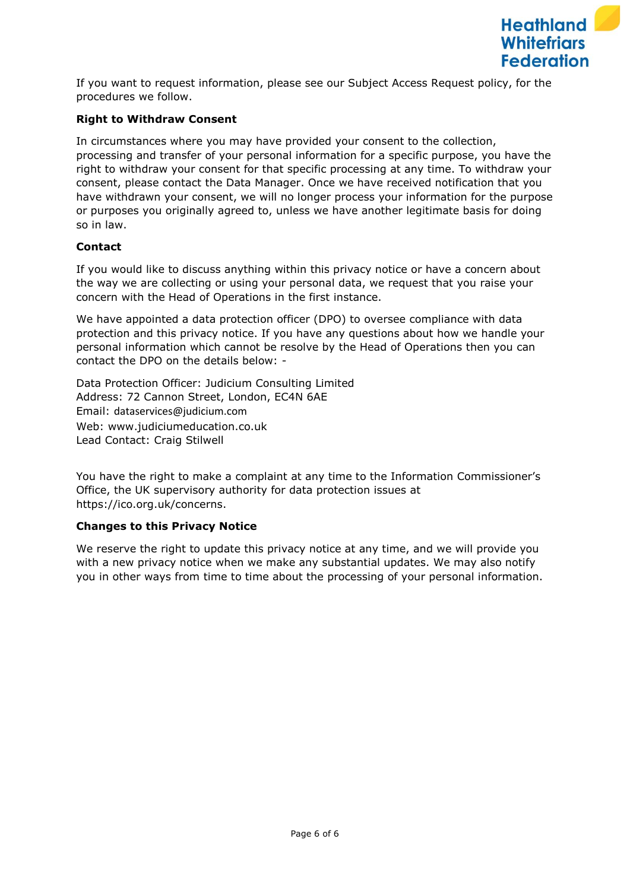If you want to request information, please see our Subject Access Request policy, for the procedures we follow.

**Right to Withdraw Consent**

In circumstances where you may have provided your consent to the collection, processing and transfer of your personal information for a specific purpose, you have the right to withdraw your consent for that specific processing at any time. To withdraw your consent, please contact the Data Manager. Once we have received notification that you have withdrawn your consent, we will no longer process your information for the purpose or purposes you originally agreed to, unless we have another legitimate basis for doing so in law.

**Contact**

If you would like to discuss anything within this privacy notice or have a concern about the way we are collecting or using your personal data, we request that you raise your concern with the Head of Operations in the first instance.

We have appointed a data protection officer (DPO) to oversee compliance with data protection and this privacy notice. If you have any questions about how we handle your personal information which cannot be resolve by the Head of Operations then you can contact the DPO on the details below: -

Data Protection Officer: Judicium Consulting Limited
Address: 72 Cannon Street, London, EC4N 6AE
Email: dataservices@judicium.com
Web: www.judiciumeducation.co.uk
Lead Contact: Craig Stilwell

You have the right to make a complaint at any time to the Information Commissioner's Office, the UK supervisory authority for data protection issues at https://ico.org.uk/concerns.

**Changes to this Privacy Notice**

We reserve the right to update this privacy notice at any time, and we will provide you with a new privacy notice when we make any substantial updates. We may also notify you in other ways from time to time about the processing of your personal information.